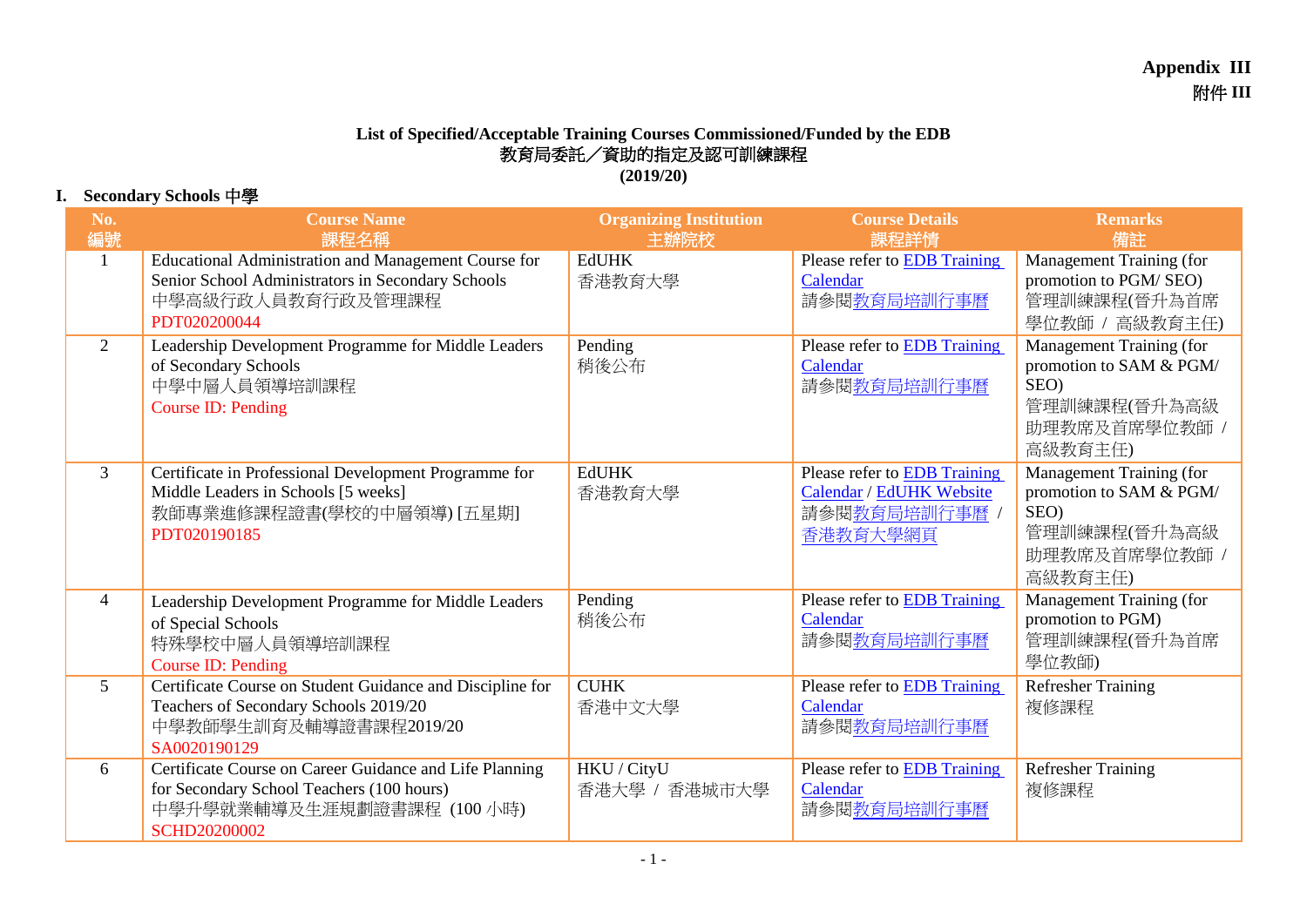**Appendix III**
**附件 III**

# List of Specified/Acceptable Training Courses Commissioned/Funded by the EDB
# 教育局委託／資助的指定及認可訓練課程
**(2019/20)**

## I. Secondary Schools 中學

| No.<br>編號 | Course Name<br>課程名稱 | Organizing Institution<br>主辦院校 | Course Details<br>課程詳情 | Remarks<br>備註 |
|---|---|---|---|---|
| 1 | Educational Administration and Management Course for Senior School Administrators in Secondary Schools<br>中學高級行政人員教育行政及管理課程<br>PDT020200044 | EdUHK<br>香港教育大學 | Please refer to EDB Training Calendar<br>請參閱教育局培訓行事曆 | Management Training (for promotion to PGM/ SEO)<br>管理訓練課程(晉升為首席學位教師 / 高級教育主任) |
| 2 | Leadership Development Programme for Middle Leaders of Secondary Schools<br>中學中層人員領導培訓課程<br>Course ID: Pending | Pending<br>稍後公布 | Please refer to EDB Training Calendar<br>請參閱教育局培訓行事曆 | Management Training (for promotion to SAM & PGM/ SEO)<br>管理訓練課程(晉升為高級助理教席及首席學位教師 / 高級教育主任) |
| 3 | Certificate in Professional Development Programme for Middle Leaders in Schools [5 weeks]<br>教師專業進修課程證書(學校的中層領導) [五星期]<br>PDT020190185 | EdUHK<br>香港教育大學 | Please refer to EDB Training Calendar / EdUHK Website<br>請參閱教育局培訓行事曆 / 香港教育大學網頁 | Management Training (for promotion to SAM & PGM/ SEO)<br>管理訓練課程(晉升為高級助理教席及首席學位教師 / 高級教育主任) |
| 4 | Leadership Development Programme for Middle Leaders of Special Schools<br>特殊學校中層人員領導培訓課程<br>Course ID: Pending | Pending<br>稍後公布 | Please refer to EDB Training Calendar<br>請參閱教育局培訓行事曆 | Management Training (for promotion to PGM)<br>管理訓練課程(晉升為首席學位教師) |
| 5 | Certificate Course on Student Guidance and Discipline for Teachers of Secondary Schools 2019/20<br>中學教師學生訓育及輔導證書課程2019/20<br>SA0020190129 | CUHK<br>香港中文大學 | Please refer to EDB Training Calendar<br>請參閱教育局培訓行事曆 | Refresher Training<br>複修課程 |
| 6 | Certificate Course on Career Guidance and Life Planning for Secondary School Teachers (100 hours)<br>中學升學就業輔導及生涯規劃證書課程 (100 小時)<br>SCHD20200002 | HKU / CityU<br>香港大學 / 香港城市大學 | Please refer to EDB Training Calendar<br>請參閱教育局培訓行事曆 | Refresher Training<br>複修課程 |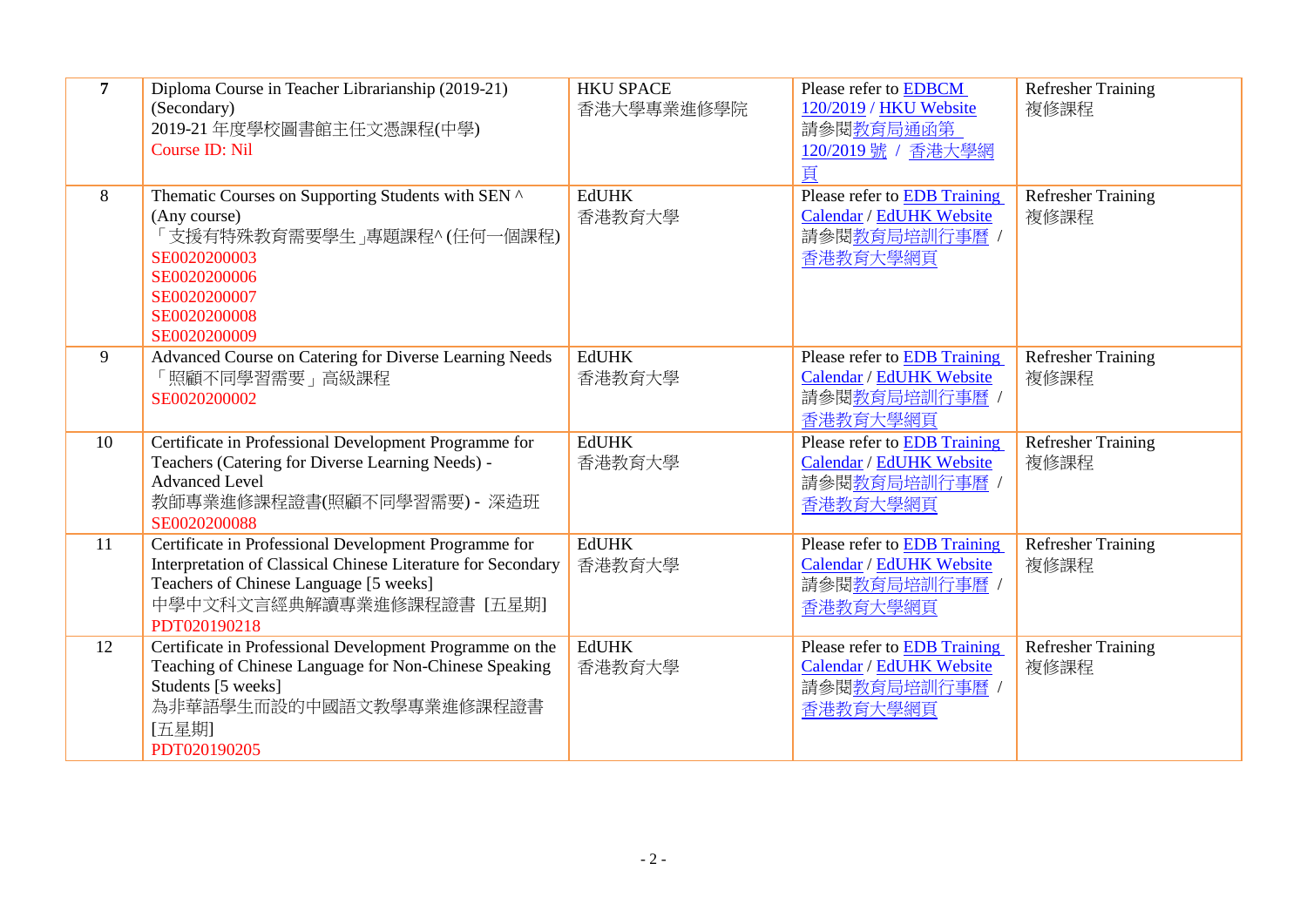| 7 | Diploma Course in Teacher Librarianship (2019-21) (Secondary)<br>2019-21 年度學校圖書館主任文憑課程(中學)<br>Course ID: Nil | HKU SPACE<br>香港大學專業進修學院 | Please refer to EDBCM 120/2019 / HKU Website<br>請參閱教育局通函第 120/2019 號 / 香港大學網頁 | Refresher Training<br>複修課程 |
|---|---|---|---|---|
| 8 | Thematic Courses on Supporting Students with SEN ^ (Any course)<br>「支援有特殊教育需要學生」專題課程^ (任何一個課程)<br>SE0020200003<br>SE0020200006<br>SE0020200007<br>SE0020200008<br>SE0020200009 | EdUHK<br>香港教育大學 | Please refer to EDB Training Calendar / EdUHK Website<br>請參閱教育局培訓行事曆 / 香港教育大學網頁 | Refresher Training<br>複修課程 |
| 9 | Advanced Course on Catering for Diverse Learning Needs<br>「照顧不同學習需要」高級課程<br>SE0020200002 | EdUHK<br>香港教育大學 | Please refer to EDB Training Calendar / EdUHK Website<br>請參閱教育局培訓行事曆 / 香港教育大學網頁 | Refresher Training<br>複修課程 |
| 10 | Certificate in Professional Development Programme for Teachers (Catering for Diverse Learning Needs) - Advanced Level<br>教師專業進修課程證書(照顧不同學習需要) - 深造班<br>SE0020200088 | EdUHK<br>香港教育大學 | Please refer to EDB Training Calendar / EdUHK Website<br>請參閱教育局培訓行事曆 / 香港教育大學網頁 | Refresher Training<br>複修課程 |
| 11 | Certificate in Professional Development Programme for Interpretation of Classical Chinese Literature for Secondary Teachers of Chinese Language [5 weeks]<br>中學中文科文言經典解讀專業進修課程證書 [五星期]<br>PDT020190218 | EdUHK<br>香港教育大學 | Please refer to EDB Training Calendar / EdUHK Website<br>請參閱教育局培訓行事曆 / 香港教育大學網頁 | Refresher Training<br>複修課程 |
| 12 | Certificate in Professional Development Programme on the Teaching of Chinese Language for Non-Chinese Speaking Students [5 weeks]<br>為非華語學生而設的中國語文教學專業進修課程證書 [五星期]<br>PDT020190205 | EdUHK<br>香港教育大學 | Please refer to EDB Training Calendar / EdUHK Website<br>請參閱教育局培訓行事曆 / 香港教育大學網頁 | Refresher Training<br>複修課程 |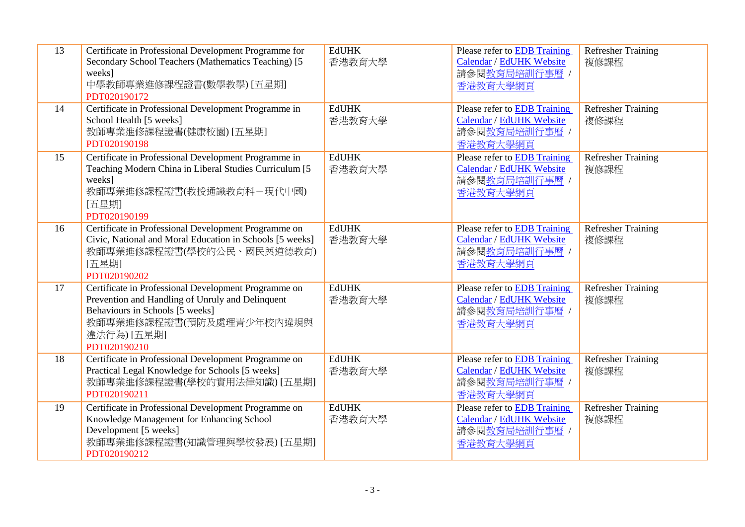| 13 | Certificate in Professional Development Programme for Secondary School Teachers (Mathematics Teaching) [5 weeks]<br>中學教師專業進修課程證書(數學教學) [五星期]<br>PDT020190172 | EdUHK<br>香港教育大學 | Please refer to EDB Training Calendar / EdUHK Website<br>請參閱教育局培訓行事曆 / 香港教育大學網頁 | Refresher Training<br>複修課程 |
|---|---|---|---|---|
| 14 | Certificate in Professional Development Programme in School Health [5 weeks]<br>教師專業進修課程證書(健康校園) [五星期]<br>PDT020190198 | EdUHK<br>香港教育大學 | Please refer to EDB Training Calendar / EdUHK Website<br>請參閱教育局培訓行事曆 / 香港教育大學網頁 | Refresher Training<br>複修課程 |
| 15 | Certificate in Professional Development Programme in Teaching Modern China in Liberal Studies Curriculum [5 weeks]<br>教師專業進修課程證書(教授通識教育科－現代中國) [五星期]<br>PDT020190199 | EdUHK<br>香港教育大學 | Please refer to EDB Training Calendar / EdUHK Website<br>請參閱教育局培訓行事曆 / 香港教育大學網頁 | Refresher Training<br>複修課程 |
| 16 | Certificate in Professional Development Programme on Civic, National and Moral Education in Schools [5 weeks]<br>教師專業進修課程證書(學校的公民、國民與道德教育) [五星期]<br>PDT020190202 | EdUHK<br>香港教育大學 | Please refer to EDB Training Calendar / EdUHK Website<br>請參閱教育局培訓行事曆 / 香港教育大學網頁 | Refresher Training<br>複修課程 |
| 17 | Certificate in Professional Development Programme on Prevention and Handling of Unruly and Delinquent Behaviours in Schools [5 weeks]<br>教師專業進修課程證書(預防及處理青少年校內違規與違法行為) [五星期]<br>PDT020190210 | EdUHK<br>香港教育大學 | Please refer to EDB Training Calendar / EdUHK Website<br>請參閱教育局培訓行事曆 / 香港教育大學網頁 | Refresher Training<br>複修課程 |
| 18 | Certificate in Professional Development Programme on Practical Legal Knowledge for Schools [5 weeks]<br>教師專業進修課程證書(學校的實用法律知識) [五星期]<br>PDT020190211 | EdUHK<br>香港教育大學 | Please refer to EDB Training Calendar / EdUHK Website<br>請參閱教育局培訓行事曆 / 香港教育大學網頁 | Refresher Training<br>複修課程 |
| 19 | Certificate in Professional Development Programme on Knowledge Management for Enhancing School Development [5 weeks]<br>教師專業進修課程證書(知識管理與學校發展) [五星期]<br>PDT020190212 | EdUHK<br>香港教育大學 | Please refer to EDB Training Calendar / EdUHK Website<br>請參閱教育局培訓行事曆 / 香港教育大學網頁 | Refresher Training<br>複修課程 |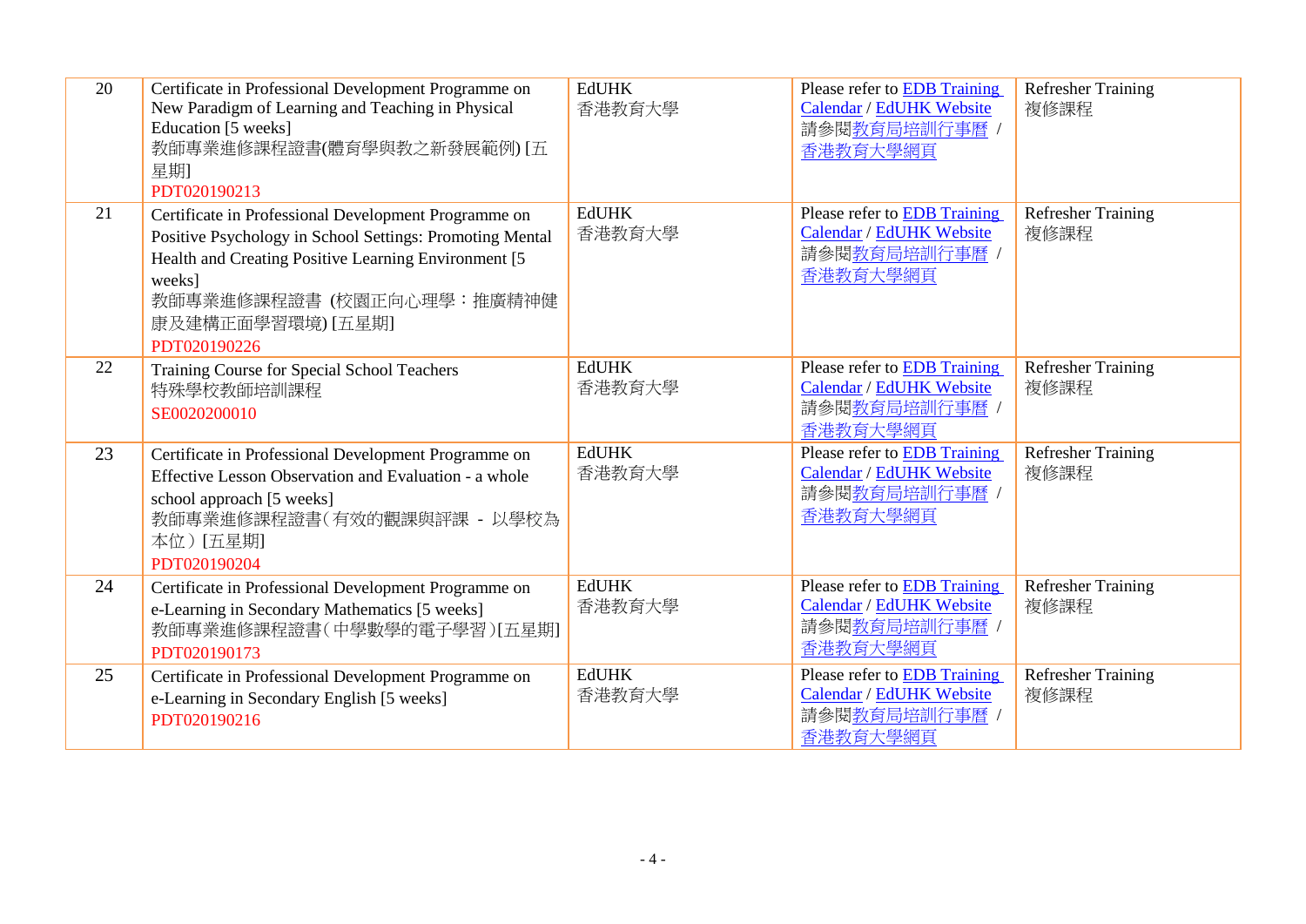| 20 | Certificate in Professional Development Programme on New Paradigm of Learning and Teaching in Physical Education [5 weeks]<br>教師專業進修課程證書(體育學與教之新發展範例) [五星期]<br>PDT020190213 | EdUHK<br>香港教育大學 | Please refer to EDB Training Calendar / EdUHK Website<br>請參閱教育局培訓行事曆 / 香港教育大學網頁 | Refresher Training<br>複修課程 |
|---|---|---|---|---|
| 21 | Certificate in Professional Development Programme on Positive Psychology in School Settings: Promoting Mental Health and Creating Positive Learning Environment [5 weeks]<br>教師專業進修課程證書 (校園正向心理學：推廣精神健康及建構正面學習環境) [五星期]<br>PDT020190226 | EdUHK<br>香港教育大學 | Please refer to EDB Training Calendar / EdUHK Website<br>請參閱教育局培訓行事曆 / 香港教育大學網頁 | Refresher Training<br>複修課程 |
| 22 | Training Course for Special School Teachers<br>特殊學校教師培訓課程<br>SE0020200010 | EdUHK<br>香港教育大學 | Please refer to EDB Training Calendar / EdUHK Website<br>請參閱教育局培訓行事曆 / 香港教育大學網頁 | Refresher Training<br>複修課程 |
| 23 | Certificate in Professional Development Programme on Effective Lesson Observation and Evaluation - a whole school approach [5 weeks]<br>教師專業進修課程證書（有效的觀課與評課 - 以學校為本位）[五星期]<br>PDT020190204 | EdUHK<br>香港教育大學 | Please refer to EDB Training Calendar / EdUHK Website<br>請參閱教育局培訓行事曆 / 香港教育大學網頁 | Refresher Training<br>複修課程 |
| 24 | Certificate in Professional Development Programme on e-Learning in Secondary Mathematics [5 weeks]<br>教師專業進修課程證書（中學數學的電子學習）[五星期]<br>PDT020190173 | EdUHK<br>香港教育大學 | Please refer to EDB Training Calendar / EdUHK Website<br>請參閱教育局培訓行事曆 / 香港教育大學網頁 | Refresher Training<br>複修課程 |
| 25 | Certificate in Professional Development Programme on e-Learning in Secondary English [5 weeks]<br>PDT020190216 | EdUHK<br>香港教育大學 | Please refer to EDB Training Calendar / EdUHK Website<br>請參閱教育局培訓行事曆 / 香港教育大學網頁 | Refresher Training<br>複修課程 |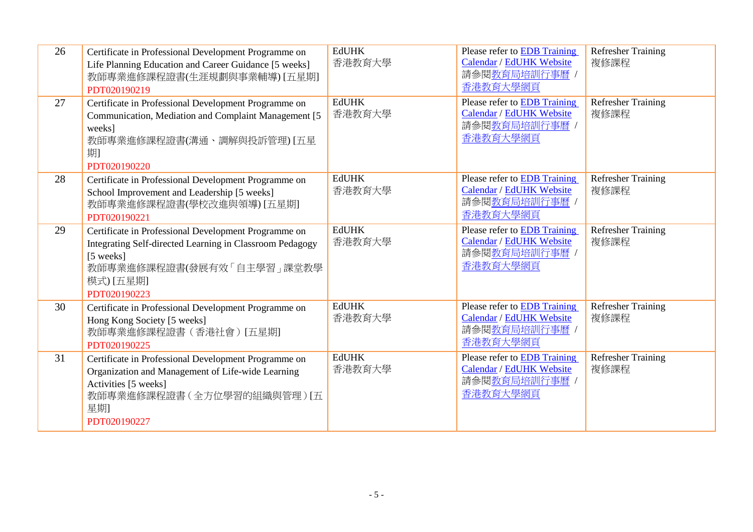| 26 | Certificate in Professional Development Programme on Life Planning Education and Career Guidance [5 weeks]<br>教師專業進修課程證書(生涯規劃與事業輔導) [五星期]<br>PDT020190219 | EdUHK<br>香港教育大學 | Please refer to EDB Training Calendar / EdUHK Website<br>請參閱教育局培訓行事曆 / 香港教育大學網頁 | Refresher Training<br>複修課程 |
|---|---|---|---|---|
| 27 | Certificate in Professional Development Programme on Communication, Mediation and Complaint Management [5 weeks]<br>教師專業進修課程證書(溝通、調解與投訴管理) [五星期]<br>PDT020190220 | EdUHK<br>香港教育大學 | Please refer to EDB Training Calendar / EdUHK Website<br>請參閱教育局培訓行事曆 / 香港教育大學網頁 | Refresher Training<br>複修課程 |
| 28 | Certificate in Professional Development Programme on School Improvement and Leadership [5 weeks]<br>教師專業進修課程證書(學校改進與領導) [五星期]<br>PDT020190221 | EdUHK<br>香港教育大學 | Please refer to EDB Training Calendar / EdUHK Website<br>請參閱教育局培訓行事曆 / 香港教育大學網頁 | Refresher Training<br>複修課程 |
| 29 | Certificate in Professional Development Programme on Integrating Self-directed Learning in Classroom Pedagogy [5 weeks]<br>教師專業進修課程證書(發展有效「自主學習」課堂教學模式) [五星期]<br>PDT020190223 | EdUHK<br>香港教育大學 | Please refer to EDB Training Calendar / EdUHK Website<br>請參閱教育局培訓行事曆 / 香港教育大學網頁 | Refresher Training<br>複修課程 |
| 30 | Certificate in Professional Development Programme on Hong Kong Society [5 weeks]<br>教師專業進修課程證書（香港社會）[五星期]<br>PDT020190225 | EdUHK<br>香港教育大學 | Please refer to EDB Training Calendar / EdUHK Website<br>請參閱教育局培訓行事曆 / 香港教育大學網頁 | Refresher Training<br>複修課程 |
| 31 | Certificate in Professional Development Programme on Organization and Management of Life-wide Learning Activities [5 weeks]<br>教師專業進修課程證書（全方位學習的組織與管理）[五星期]<br>PDT020190227 | EdUHK<br>香港教育大學 | Please refer to EDB Training Calendar / EdUHK Website<br>請參閱教育局培訓行事曆 / 香港教育大學網頁 | Refresher Training<br>複修課程 |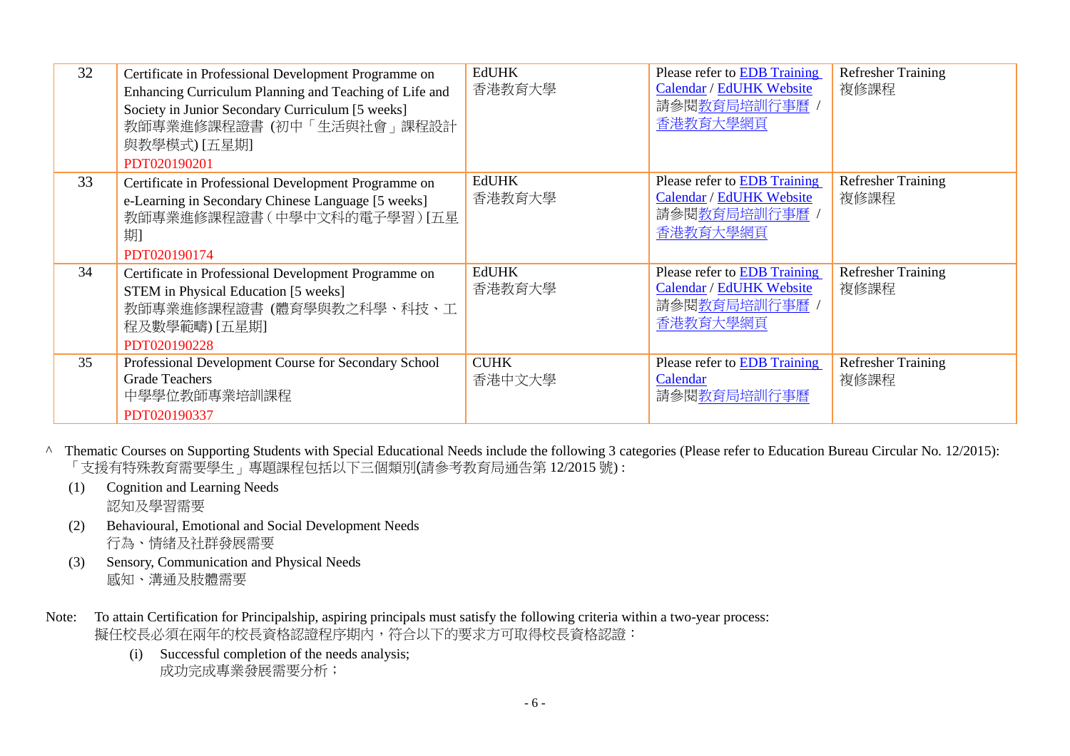| 32 | Certificate in Professional Development Programme on Enhancing Curriculum Planning and Teaching of Life and Society in Junior Secondary Curriculum [5 weeks]<br>教師專業進修課程證書 (初中「生活與社會」課程設計與教學模式) [五星期]<br>PDT020190201 | EdUHK<br>香港教育大學 | Please refer to EDB Training Calendar / EdUHK Website<br>請參閱教育局培訓行事曆 / 香港教育大學網頁 | Refresher Training<br>複修課程 |
|---|---|---|---|---|
| 33 | Certificate in Professional Development Programme on e-Learning in Secondary Chinese Language [5 weeks]<br>教師專業進修課程證書（中學中文科的電子學習）[五星期]<br>PDT020190174 | EdUHK<br>香港教育大學 | Please refer to EDB Training Calendar / EdUHK Website<br>請參閱教育局培訓行事曆 / 香港教育大學網頁 | Refresher Training<br>複修課程 |
| 34 | Certificate in Professional Development Programme on STEM in Physical Education [5 weeks]<br>教師專業進修課程證書 (體育學與教之科學、科技、工程及數學範疇) [五星期]<br>PDT020190228 | EdUHK<br>香港教育大學 | Please refer to EDB Training Calendar / EdUHK Website<br>請參閱教育局培訓行事曆 / 香港教育大學網頁 | Refresher Training<br>複修課程 |
| 35 | Professional Development Course for Secondary School Grade Teachers<br>中學學位教師專業培訓課程<br>PDT020190337 | CUHK<br>香港中文大學 | Please refer to EDB Training Calendar<br>請參閱教育局培訓行事曆 | Refresher Training<br>複修課程 |

^ Thematic Courses on Supporting Students with Special Educational Needs include the following 3 categories (Please refer to Education Bureau Circular No. 12/2015):
「支援有特殊教育需要學生」專題課程包括以下三個類別(請參考教育局通告第 12/2015 號) :

(1) Cognition and Learning Needs
認知及學習需要

(2) Behavioural, Emotional and Social Development Needs
行為、情緒及社群發展需要

(3) Sensory, Communication and Physical Needs
感知、溝通及肢體需要

Note: To attain Certification for Principalship, aspiring principals must satisfy the following criteria within a two-year process:
擬任校長必須在兩年的校長資格認證程序期內，符合以下的要求方可取得校長資格認證：

(i) Successful completion of the needs analysis;
成功完成專業發展需要分析；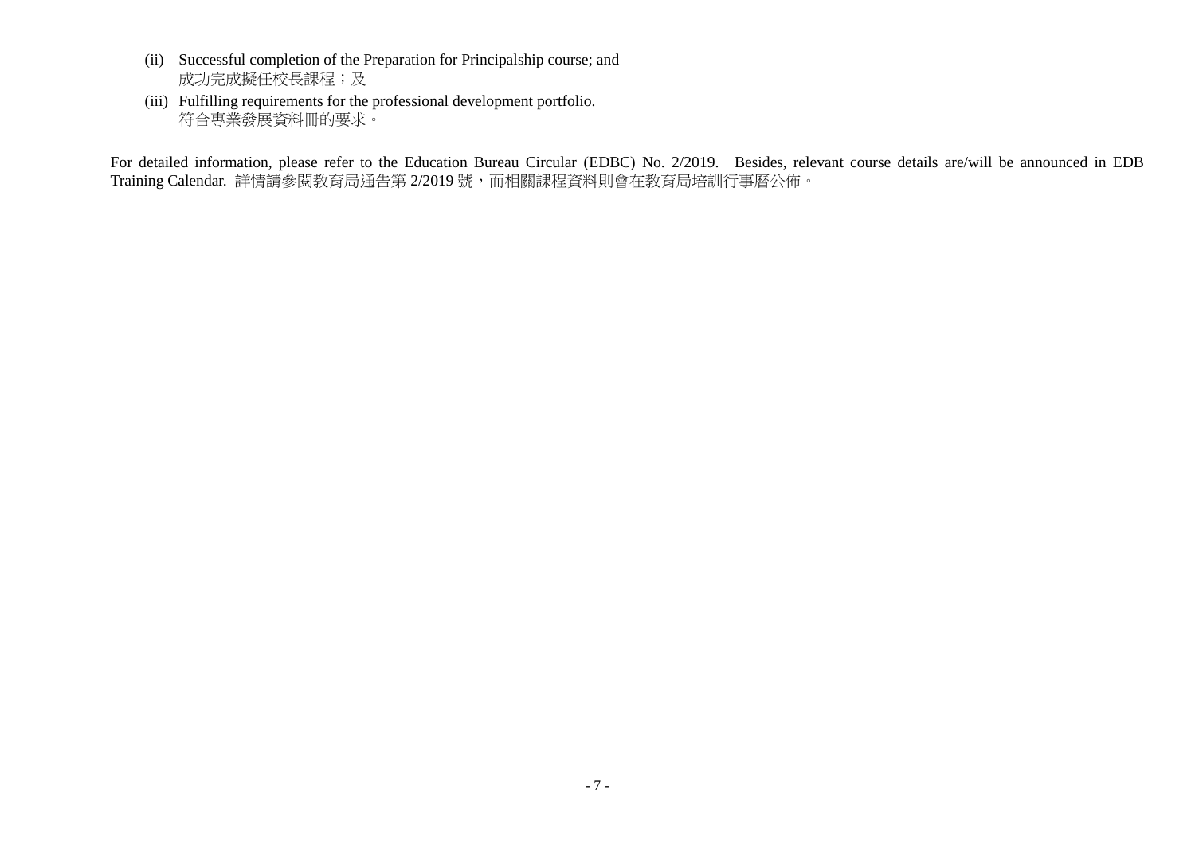(ii) Successful completion of the Preparation for Principalship course; and
成功完成擬任校長課程；及

(iii) Fulfilling requirements for the professional development portfolio.
符合專業發展資料冊的要求。

For detailed information, please refer to the Education Bureau Circular (EDBC) No. 2/2019. Besides, relevant course details are/will be announced in EDB Training Calendar. 詳情請參閱教育局通告第 2/2019 號，而相關課程資料則會在教育局培訓行事曆公佈。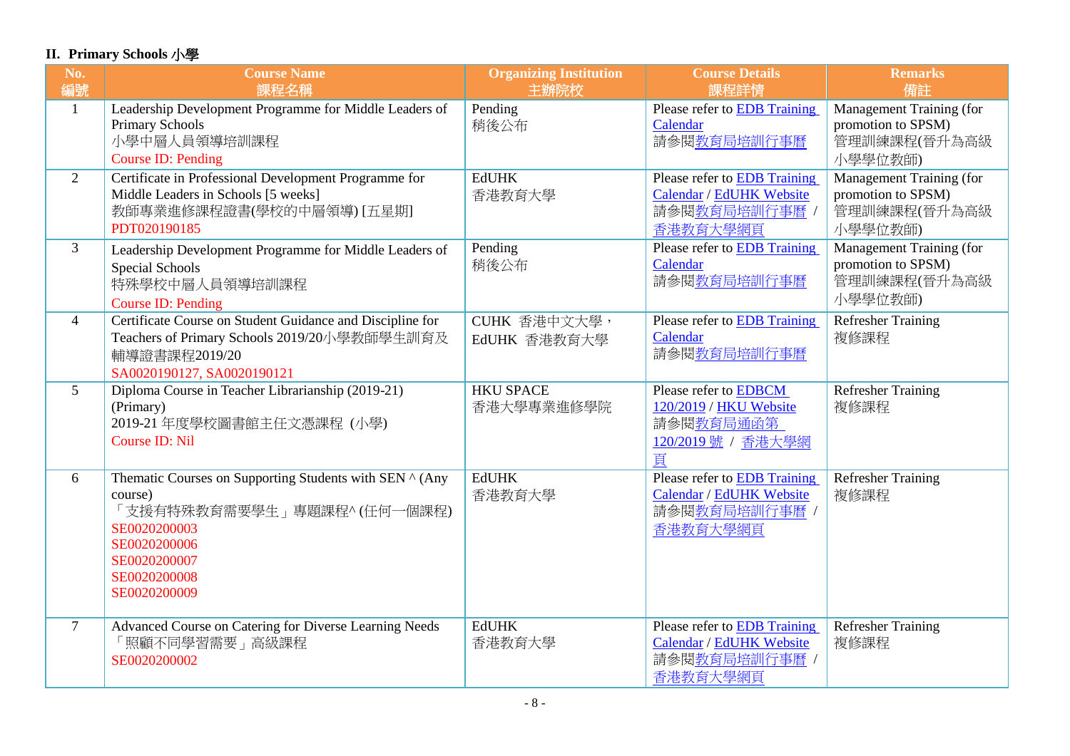## II. Primary Schools 小學

| No. 編號 | Course Name 課程名稱 | Organizing Institution 主辦院校 | Course Details 課程詳情 | Remarks 備註 |
|---|---|---|---|---|
| 1 | Leadership Development Programme for Middle Leaders of Primary Schools<br>小學中層人員領導培訓課程<br>Course ID: Pending | Pending<br>稍後公布 | Please refer to EDB Training Calendar<br>請參閱教育局培訓行事曆 | Management Training (for promotion to SPSM)<br>管理訓練課程(晉升為高級小學學位教師) |
| 2 | Certificate in Professional Development Programme for Middle Leaders in Schools [5 weeks]<br>教師專業進修課程證書(學校的中層領導) [五星期]<br>PDT020190185 | EdUHK<br>香港教育大學 | Please refer to EDB Training Calendar / EdUHK Website<br>請參閱教育局培訓行事曆 / 香港教育大學網頁 | Management Training (for promotion to SPSM)<br>管理訓練課程(晉升為高級小學學位教師) |
| 3 | Leadership Development Programme for Middle Leaders of Special Schools<br>特殊學校中層人員領導培訓課程<br>Course ID: Pending | Pending<br>稍後公布 | Please refer to EDB Training Calendar<br>請參閱教育局培訓行事曆 | Management Training (for promotion to SPSM)<br>管理訓練課程(晉升為高級小學學位教師) |
| 4 | Certificate Course on Student Guidance and Discipline for Teachers of Primary Schools 2019/20小學教師學生訓育及輔導證書課程2019/20<br>SA0020190127, SA0020190121 | CUHK 香港中文大學，<br>EdUHK 香港教育大學 | Please refer to EDB Training Calendar<br>請參閱教育局培訓行事曆 | Refresher Training<br>複修課程 |
| 5 | Diploma Course in Teacher Librarianship (2019-21) (Primary)<br>2019-21 年度學校圖書館主任文憑課程 (小學)<br>Course ID: Nil | HKU SPACE<br>香港大學專業進修學院 | Please refer to EDBCM 120/2019 / HKU Website<br>請參閱教育局通函第 120/2019 號 / 香港大學網頁 | Refresher Training<br>複修課程 |
| 6 | Thematic Courses on Supporting Students with SEN ^ (Any course)<br>「支援有特殊教育需要學生」專題課程^ (任何一個課程)<br>SE0020200003<br>SE0020200006<br>SE0020200007<br>SE0020200008<br>SE0020200009 | EdUHK<br>香港教育大學 | Please refer to EDB Training Calendar / EdUHK Website<br>請參閱教育局培訓行事曆 / 香港教育大學網頁 | Refresher Training<br>複修課程 |
| 7 | Advanced Course on Catering for Diverse Learning Needs<br>「照顧不同學習需要」高級課程<br>SE0020200002 | EdUHK<br>香港教育大學 | Please refer to EDB Training Calendar / EdUHK Website<br>請參閱教育局培訓行事曆 / 香港教育大學網頁 | Refresher Training<br>複修課程 |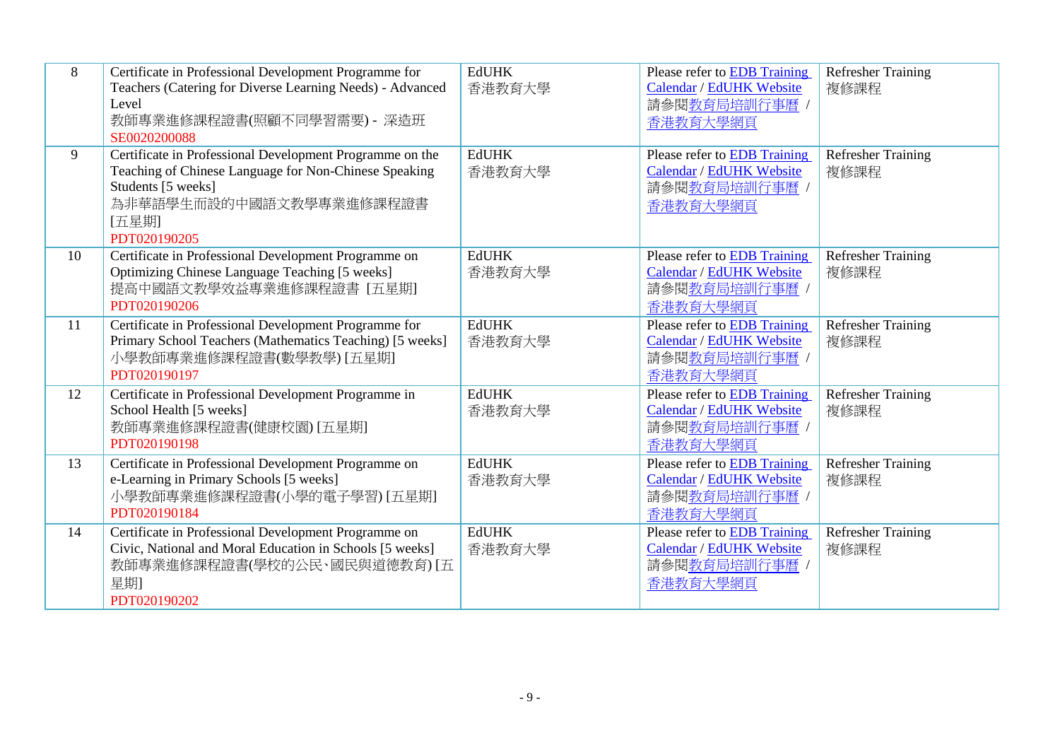| 8 | Certificate in Professional Development Programme for Teachers (Catering for Diverse Learning Needs) - Advanced Level<br>教師專業進修課程證書(照顧不同學習需要) - 深造班<br>SE0020200088 | EdUHK<br>香港教育大學 | Please refer to EDB Training Calendar / EdUHK Website<br>請參閱教育局培訓行事曆 / 香港教育大學網頁 | Refresher Training<br>複修課程 |
|---|---|---|---|---|
| 9 | Certificate in Professional Development Programme on the Teaching of Chinese Language for Non-Chinese Speaking Students [5 weeks]<br>為非華語學生而設的中國語文教學專業進修課程證書 [五星期]<br>PDT020190205 | EdUHK<br>香港教育大學 | Please refer to EDB Training Calendar / EdUHK Website<br>請參閱教育局培訓行事曆 / 香港教育大學網頁 | Refresher Training<br>複修課程 |
| 10 | Certificate in Professional Development Programme on Optimizing Chinese Language Teaching [5 weeks]<br>提高中國語文教學效益專業進修課程證書 [五星期]<br>PDT020190206 | EdUHK<br>香港教育大學 | Please refer to EDB Training Calendar / EdUHK Website<br>請參閱教育局培訓行事曆 / 香港教育大學網頁 | Refresher Training<br>複修課程 |
| 11 | Certificate in Professional Development Programme for Primary School Teachers (Mathematics Teaching) [5 weeks]<br>小學教師專業進修課程證書(數學教學) [五星期]<br>PDT020190197 | EdUHK<br>香港教育大學 | Please refer to EDB Training Calendar / EdUHK Website<br>請參閱教育局培訓行事曆 / 香港教育大學網頁 | Refresher Training<br>複修課程 |
| 12 | Certificate in Professional Development Programme in School Health [5 weeks]<br>教師專業進修課程證書(健康校園) [五星期]<br>PDT020190198 | EdUHK<br>香港教育大學 | Please refer to EDB Training Calendar / EdUHK Website<br>請參閱教育局培訓行事曆 / 香港教育大學網頁 | Refresher Training<br>複修課程 |
| 13 | Certificate in Professional Development Programme on e-Learning in Primary Schools [5 weeks]<br>小學教師專業進修課程證書(小學的電子學習) [五星期]<br>PDT020190184 | EdUHK<br>香港教育大學 | Please refer to EDB Training Calendar / EdUHK Website<br>請參閱教育局培訓行事曆 / 香港教育大學網頁 | Refresher Training<br>複修課程 |
| 14 | Certificate in Professional Development Programme on Civic, National and Moral Education in Schools [5 weeks]<br>教師專業進修課程證書(學校的公民、國民與道德教育) [五星期]<br>PDT020190202 | EdUHK<br>香港教育大學 | Please refer to EDB Training Calendar / EdUHK Website<br>請參閱教育局培訓行事曆 / 香港教育大學網頁 | Refresher Training<br>複修課程 |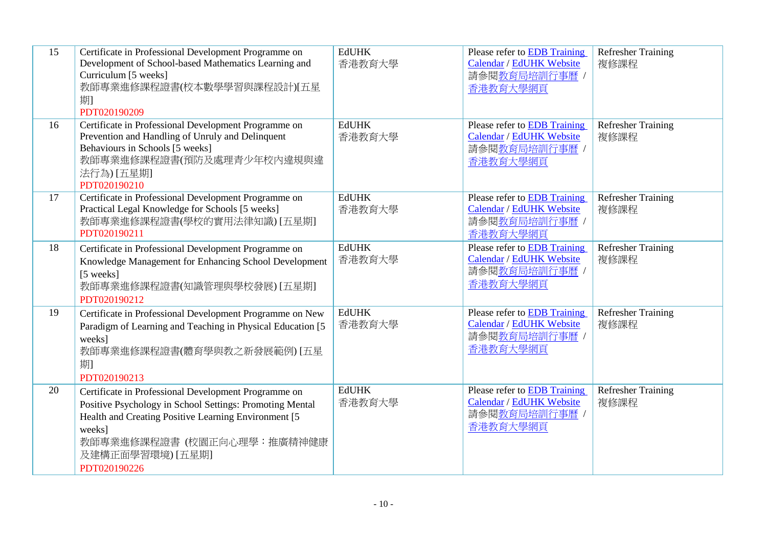| 15 | Certificate in Professional Development Programme on Development of School-based Mathematics Learning and Curriculum [5 weeks]<br>教師專業進修課程證書(校本數學學習與課程設計)[五星期]<br>PDT020190209 | EdUHK<br>香港教育大學 | Please refer to EDB Training Calendar / EdUHK Website<br>請參閱教育局培訓行事曆 / 香港教育大學網頁 | Refresher Training<br>複修課程 |
|---|---|---|---|---|
| 16 | Certificate in Professional Development Programme on Prevention and Handling of Unruly and Delinquent Behaviours in Schools [5 weeks]<br>教師專業進修課程證書(預防及處理青少年校內違規與違法行為) [五星期]<br>PDT020190210 | EdUHK<br>香港教育大學 | Please refer to EDB Training Calendar / EdUHK Website<br>請參閱教育局培訓行事曆 / 香港教育大學網頁 | Refresher Training<br>複修課程 |
| 17 | Certificate in Professional Development Programme on Practical Legal Knowledge for Schools [5 weeks]<br>教師專業進修課程證書(學校的實用法律知識) [五星期]<br>PDT020190211 | EdUHK<br>香港教育大學 | Please refer to EDB Training Calendar / EdUHK Website<br>請參閱教育局培訓行事曆 / 香港教育大學網頁 | Refresher Training<br>複修課程 |
| 18 | Certificate in Professional Development Programme on Knowledge Management for Enhancing School Development [5 weeks]<br>教師專業進修課程證書(知識管理與學校發展) [五星期]<br>PDT020190212 | EdUHK<br>香港教育大學 | Please refer to EDB Training Calendar / EdUHK Website<br>請參閱教育局培訓行事曆 / 香港教育大學網頁 | Refresher Training<br>複修課程 |
| 19 | Certificate in Professional Development Programme on New Paradigm of Learning and Teaching in Physical Education [5 weeks]<br>教師專業進修課程證書(體育學與教之新發展範例) [五星期]<br>PDT020190213 | EdUHK<br>香港教育大學 | Please refer to EDB Training Calendar / EdUHK Website<br>請參閱教育局培訓行事曆 / 香港教育大學網頁 | Refresher Training<br>複修課程 |
| 20 | Certificate in Professional Development Programme on Positive Psychology in School Settings: Promoting Mental Health and Creating Positive Learning Environment [5 weeks]<br>教師專業進修課程證書 (校園正向心理學：推廣精神健康及建構正面學習環境) [五星期]<br>PDT020190226 | EdUHK<br>香港教育大學 | Please refer to EDB Training Calendar / EdUHK Website<br>請參閱教育局培訓行事曆 / 香港教育大學網頁 | Refresher Training<br>複修課程 |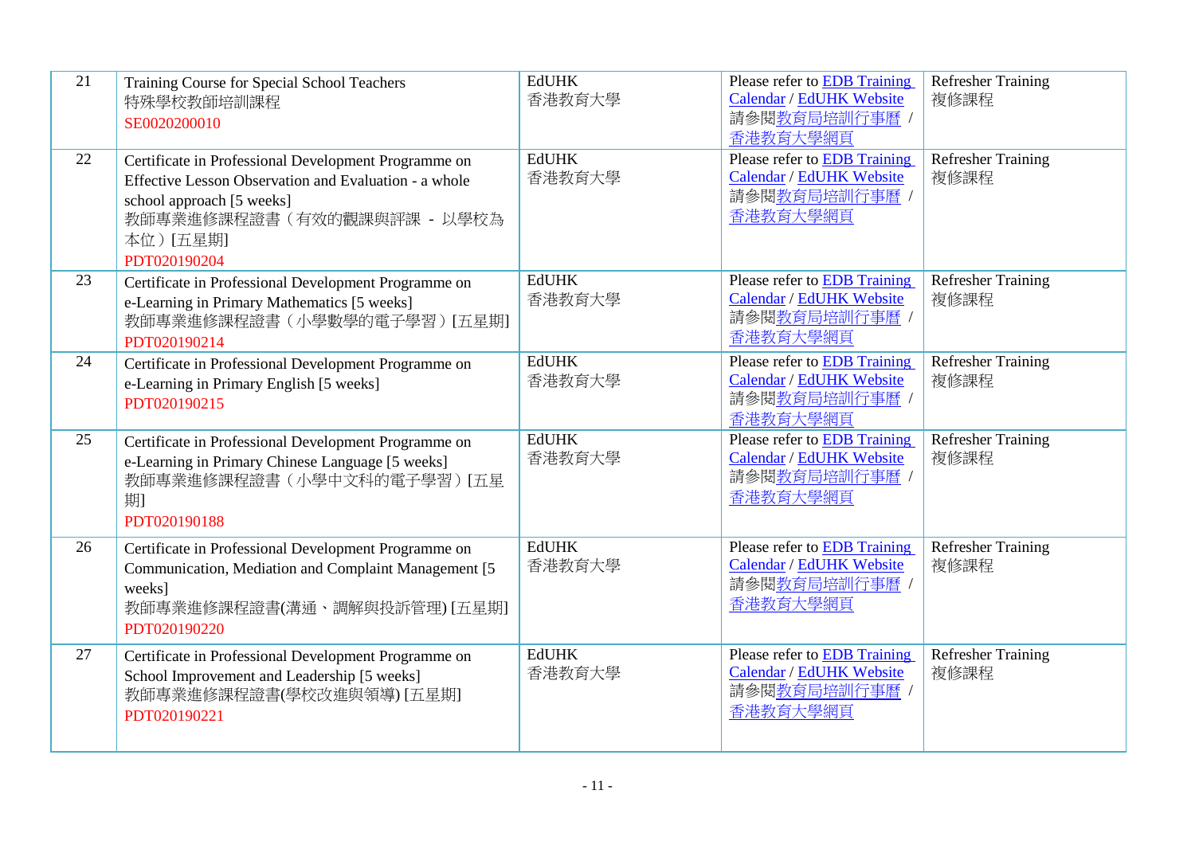| | | | | |
|---|---|---|---|---|
| 21 | Training Course for Special School Teachers<br>特殊學校教師培訓課程<br>SE0020200010 | EdUHK<br>香港教育大學 | Please refer to EDB Training Calendar / EdUHK Website<br>請參閱教育局培訓行事曆 / 香港教育大學網頁 | Refresher Training<br>複修課程 |
| 22 | Certificate in Professional Development Programme on Effective Lesson Observation and Evaluation - a whole school approach [5 weeks]<br>教師專業進修課程證書（有效的觀課與評課 - 以學校為本位）[五星期]<br>PDT020190204 | EdUHK<br>香港教育大學 | Please refer to EDB Training Calendar / EdUHK Website<br>請參閱教育局培訓行事曆 / 香港教育大學網頁 | Refresher Training<br>複修課程 |
| 23 | Certificate in Professional Development Programme on e-Learning in Primary Mathematics [5 weeks]<br>教師專業進修課程證書（小學數學的電子學習）[五星期]<br>PDT020190214 | EdUHK<br>香港教育大學 | Please refer to EDB Training Calendar / EdUHK Website<br>請參閱教育局培訓行事曆 / 香港教育大學網頁 | Refresher Training<br>複修課程 |
| 24 | Certificate in Professional Development Programme on e-Learning in Primary English [5 weeks]<br>PDT020190215 | EdUHK<br>香港教育大學 | Please refer to EDB Training Calendar / EdUHK Website<br>請參閱教育局培訓行事曆 / 香港教育大學網頁 | Refresher Training<br>複修課程 |
| 25 | Certificate in Professional Development Programme on e-Learning in Primary Chinese Language [5 weeks]<br>教師專業進修課程證書（小學中文科的電子學習）[五星期]<br>PDT020190188 | EdUHK<br>香港教育大學 | Please refer to EDB Training Calendar / EdUHK Website<br>請參閱教育局培訓行事曆 / 香港教育大學網頁 | Refresher Training<br>複修課程 |
| 26 | Certificate in Professional Development Programme on Communication, Mediation and Complaint Management [5 weeks]<br>教師專業進修課程證書(溝通、調解與投訴管理) [五星期]<br>PDT020190220 | EdUHK<br>香港教育大學 | Please refer to EDB Training Calendar / EdUHK Website<br>請參閱教育局培訓行事曆 / 香港教育大學網頁 | Refresher Training<br>複修課程 |
| 27 | Certificate in Professional Development Programme on School Improvement and Leadership [5 weeks]<br>教師專業進修課程證書(學校改進與領導) [五星期]<br>PDT020190221 | EdUHK<br>香港教育大學 | Please refer to EDB Training Calendar / EdUHK Website<br>請參閱教育局培訓行事曆 / 香港教育大學網頁 | Refresher Training<br>複修課程 |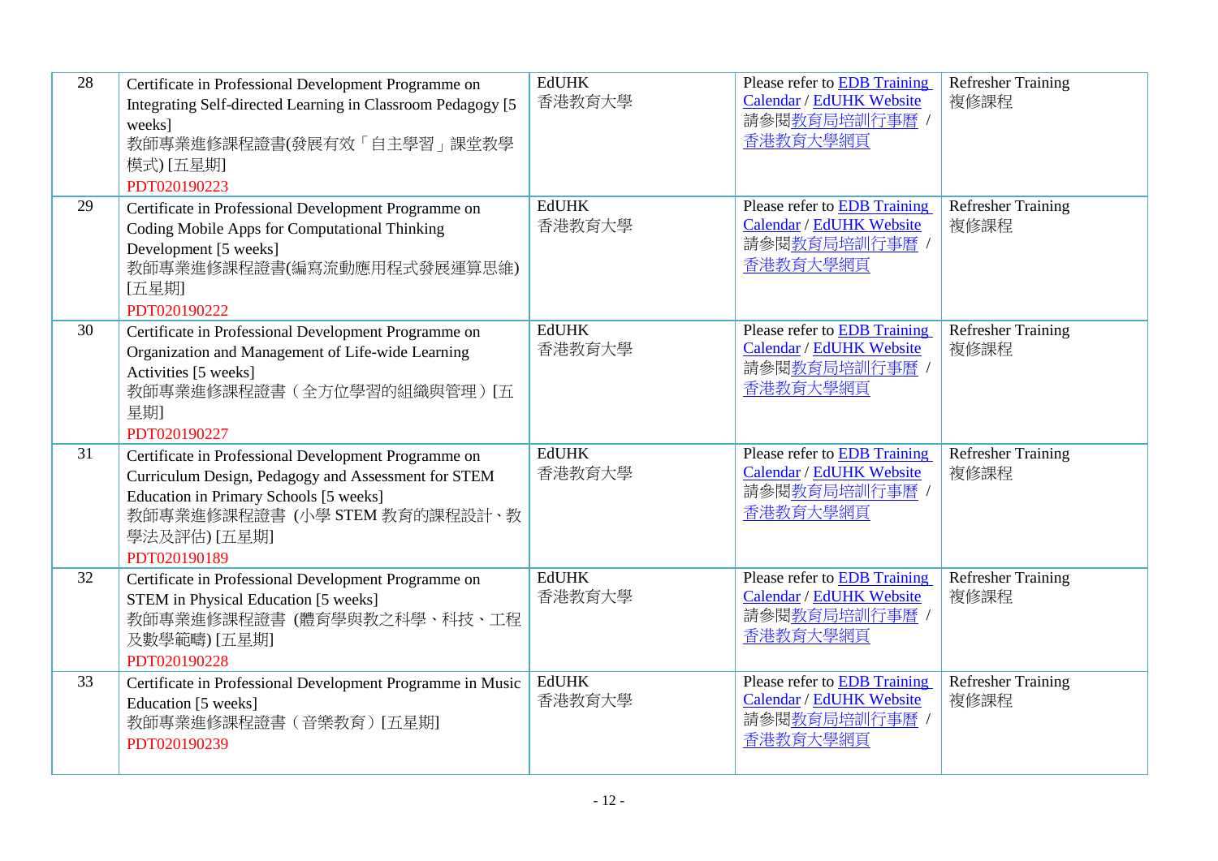| 28 | Certificate in Professional Development Programme on Integrating Self-directed Learning in Classroom Pedagogy [5 weeks]<br>教師專業進修課程證書(發展有效「自主學習」課堂教學模式) [五星期]<br>PDT020190223 | EdUHK<br>香港教育大學 | Please refer to EDB Training Calendar / EdUHK Website<br>請參閱教育局培訓行事曆 / 香港教育大學網頁 | Refresher Training<br>複修課程 |
|---|---|---|---|---|
| 29 | Certificate in Professional Development Programme on Coding Mobile Apps for Computational Thinking Development [5 weeks]<br>教師專業進修課程證書(編寫流動應用程式發展運算思維) [五星期]<br>PDT020190222 | EdUHK<br>香港教育大學 | Please refer to EDB Training Calendar / EdUHK Website<br>請參閱教育局培訓行事曆 / 香港教育大學網頁 | Refresher Training<br>複修課程 |
| 30 | Certificate in Professional Development Programme on Organization and Management of Life-wide Learning Activities [5 weeks]<br>教師專業進修課程證書（全方位學習的組織與管理）[五星期]<br>PDT020190227 | EdUHK<br>香港教育大學 | Please refer to EDB Training Calendar / EdUHK Website<br>請參閱教育局培訓行事曆 / 香港教育大學網頁 | Refresher Training<br>複修課程 |
| 31 | Certificate in Professional Development Programme on Curriculum Design, Pedagogy and Assessment for STEM Education in Primary Schools [5 weeks]<br>教師專業進修課程證書 (小學 STEM 教育的課程設計、教學法及評估) [五星期]<br>PDT020190189 | EdUHK<br>香港教育大學 | Please refer to EDB Training Calendar / EdUHK Website<br>請參閱教育局培訓行事曆 / 香港教育大學網頁 | Refresher Training<br>複修課程 |
| 32 | Certificate in Professional Development Programme on STEM in Physical Education [5 weeks]<br>教師專業進修課程證書 (體育學與教之科學、科技、工程及數學範疇) [五星期]<br>PDT020190228 | EdUHK<br>香港教育大學 | Please refer to EDB Training Calendar / EdUHK Website<br>請參閱教育局培訓行事曆 / 香港教育大學網頁 | Refresher Training<br>複修課程 |
| 33 | Certificate in Professional Development Programme in Music Education [5 weeks]<br>教師專業進修課程證書（音樂教育）[五星期]<br>PDT020190239 | EdUHK<br>香港教育大學 | Please refer to EDB Training Calendar / EdUHK Website<br>請參閱教育局培訓行事曆 / 香港教育大學網頁 | Refresher Training<br>複修課程 |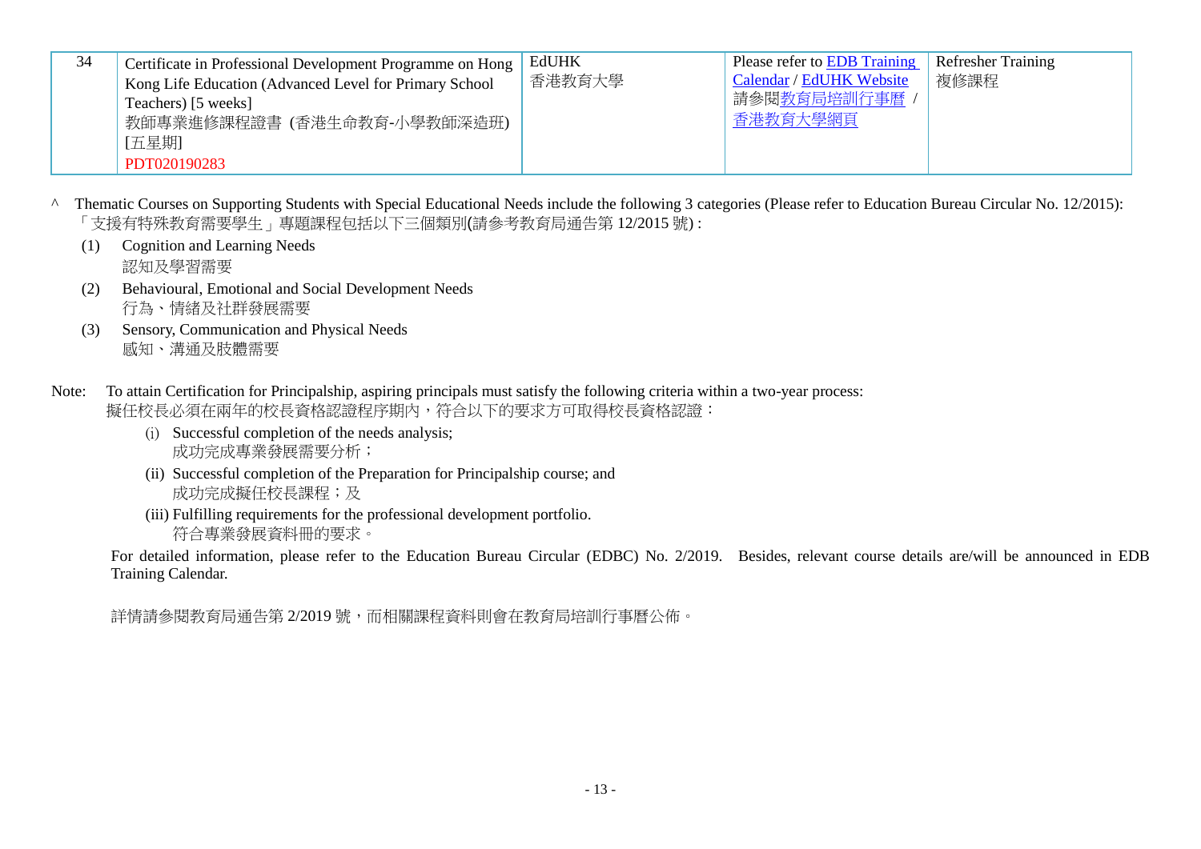| | | | | |
|---|---|---|---|---|
| 34 | Certificate in Professional Development Programme on Hong Kong Life Education (Advanced Level for Primary School Teachers) [5 weeks]<br>教師專業進修課程證書 (香港生命教育-小學教師深造班) [五星期]<br>PDT020190283 | EdUHK<br>香港教育大學 | Please refer to EDB Training Calendar / EdUHK Website<br>請參閱教育局培訓行事曆 / 香港教育大學網頁 | Refresher Training<br>複修課程 |

^ Thematic Courses on Supporting Students with Special Educational Needs include the following 3 categories (Please refer to Education Bureau Circular No. 12/2015):
「支援有特殊教育需要學生」專題課程包括以下三個類別(請參考教育局通告第 12/2015 號) :

(1) Cognition and Learning Needs
認知及學習需要

(2) Behavioural, Emotional and Social Development Needs
行為、情緒及社群發展需要

(3) Sensory, Communication and Physical Needs
感知、溝通及肢體需要

Note: To attain Certification for Principalship, aspiring principals must satisfy the following criteria within a two-year process:
擬任校長必須在兩年的校長資格認證程序期內，符合以下的要求方可取得校長資格認證：

(i) Successful completion of the needs analysis;
成功完成專業發展需要分析；

(ii) Successful completion of the Preparation for Principalship course; and
成功完成擬任校長課程；及

(iii) Fulfilling requirements for the professional development portfolio.
符合專業發展資料冊的要求。

For detailed information, please refer to the Education Bureau Circular (EDBC) No. 2/2019. Besides, relevant course details are/will be announced in EDB Training Calendar.

詳情請參閱教育局通告第 2/2019 號，而相關課程資料則會在教育局培訓行事曆公佈。